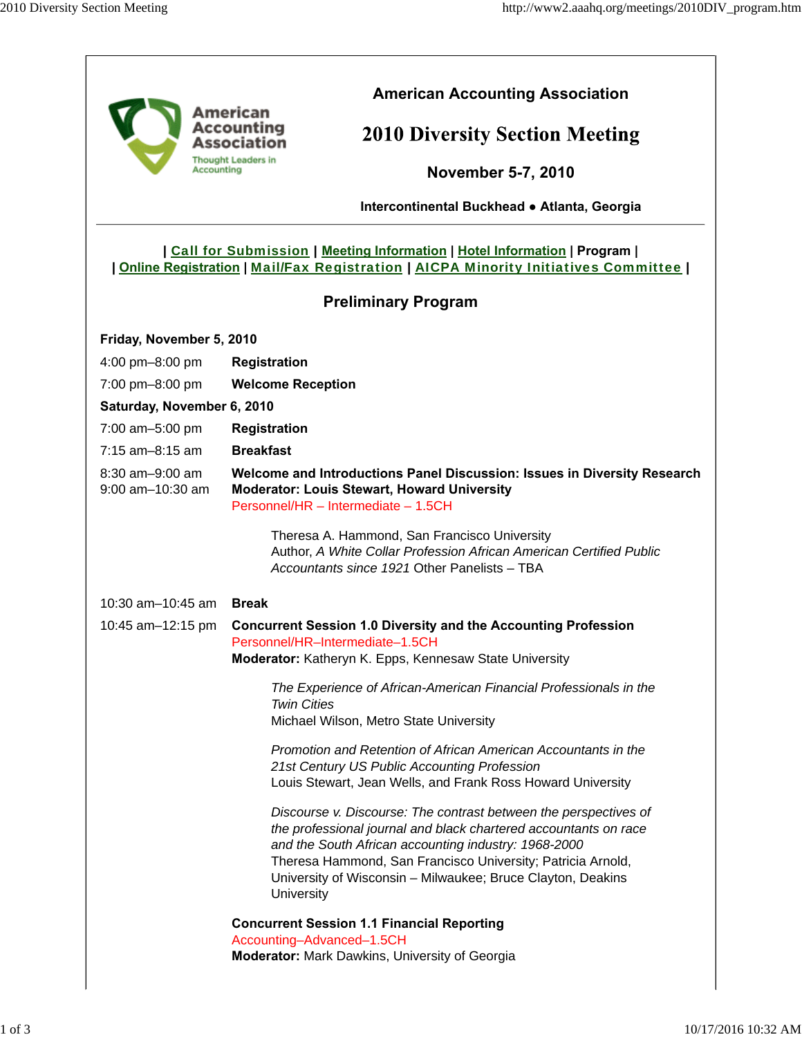American Accounting Association

Thought Leaders in Accounting

# American Accounting Association

# 2010 Diversity Section Meeting

**November 5-7, 2010**

**Intercontinental Buckhead • Atlanta, Georgia**

---

| Call for Submission | Meeting Information | Hotel Information | **Program** |
| Online Registration | Mail/Fax Registration | AICPA Minority Initiatives Committee |

## Preliminary Program

**Friday, November 5, 2010**

4:00 pm–8:00 pm **Registration**

7:00 pm–8:00 pm **Welcome Reception**

**Saturday, November 6, 2010**

7:00 am–5:00 pm **Registration**

7:15 am–8:15 am **Breakfast**

8:30 am–9:00 am **Welcome and Introductions**

9:00 am–10:30 am **Panel Discussion: Issues in Diversity Research**
**Moderator: Louis Stewart, Howard University**
Personnel/HR – Intermediate – 1.5CH

> Theresa A. Hammond, San Francisco University
> Author, *A White Collar Profession African American Certified Public Accountants since 1921* Other Panelists – TBA

10:30 am–10:45 am **Break**

10:45 am–12:15 pm **Concurrent Session 1.0 Diversity and the Accounting Profession**
Personnel/HR–Intermediate–1.5CH
**Moderator:** Katheryn K. Epps, Kennesaw State University

> *The Experience of African-American Financial Professionals in the Twin Cities*
> Michael Wilson, Metro State University
>
> *Promotion and Retention of African American Accountants in the 21st Century US Public Accounting Profession*
> Louis Stewart, Jean Wells, and Frank Ross Howard University
>
> *Discourse v. Discourse: The contrast between the perspectives of the professional journal and black chartered accountants on race and the South African accounting industry: 1968-2000*
> Theresa Hammond, San Francisco University; Patricia Arnold, University of Wisconsin – Milwaukee; Bruce Clayton, Deakins University

**Concurrent Session 1.1 Financial Reporting**
Accounting–Advanced–1.5CH
**Moderator:** Mark Dawkins, University of Georgia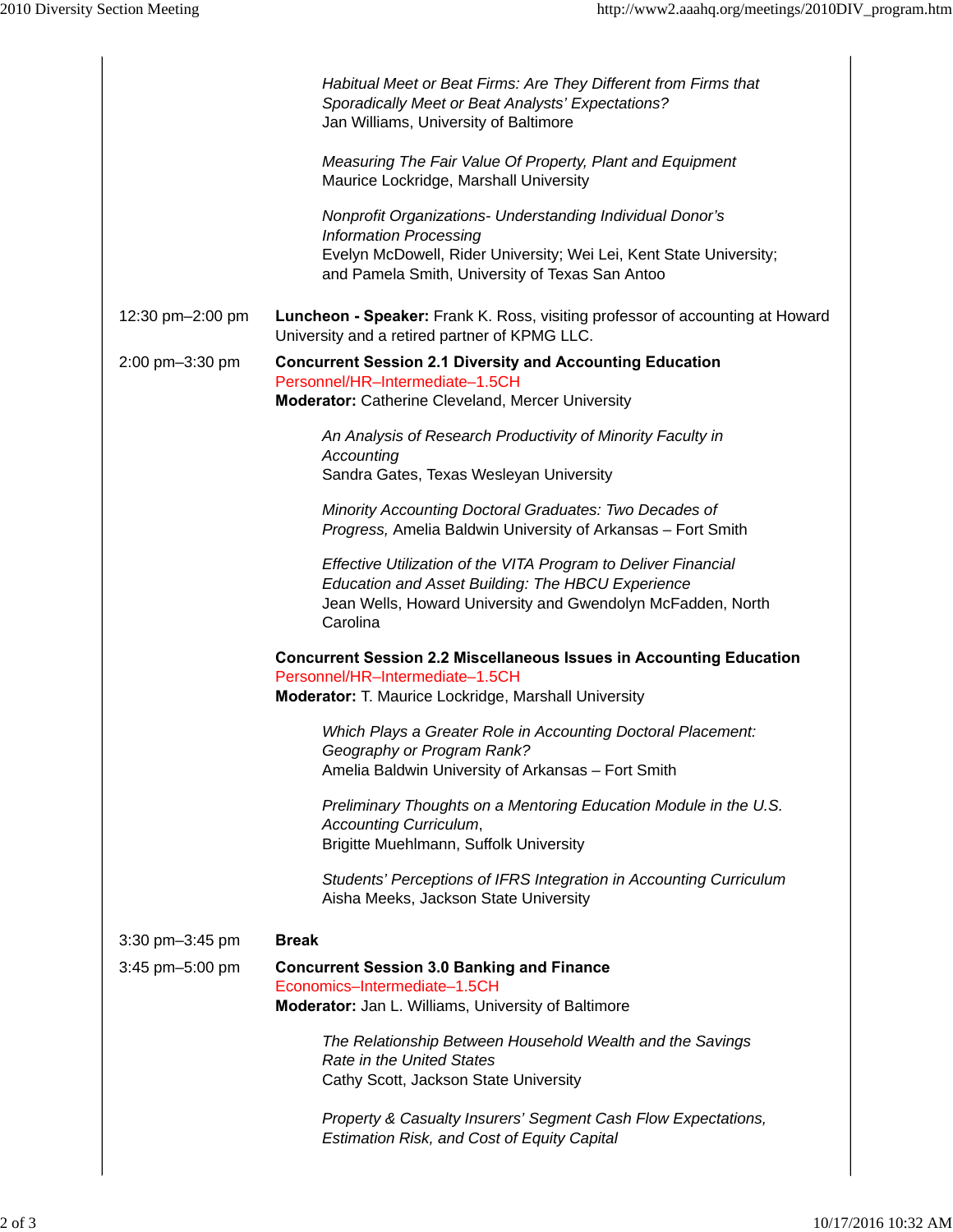*Habitual Meet or Beat Firms: Are They Different from Firms that Sporadically Meet or Beat Analysts' Expectations?*
Jan Williams, University of Baltimore

*Measuring The Fair Value Of Property, Plant and Equipment*
Maurice Lockridge, Marshall University

*Nonprofit Organizations- Understanding Individual Donor's Information Processing*
Evelyn McDowell, Rider University; Wei Lei, Kent State University; and Pamela Smith, University of Texas San Antoo

12:30 pm–2:00 pm — **Luncheon - Speaker:** Frank K. Ross, visiting professor of accounting at Howard University and a retired partner of KPMG LLC.

2:00 pm–3:30 pm — **Concurrent Session 2.1 Diversity and Accounting Education**
Personnel/HR–Intermediate–1.5CH
**Moderator:** Catherine Cleveland, Mercer University

*An Analysis of Research Productivity of Minority Faculty in Accounting*
Sandra Gates, Texas Wesleyan University

*Minority Accounting Doctoral Graduates: Two Decades of Progress,* Amelia Baldwin University of Arkansas – Fort Smith

*Effective Utilization of the VITA Program to Deliver Financial Education and Asset Building: The HBCU Experience*
Jean Wells, Howard University and Gwendolyn McFadden, North Carolina

**Concurrent Session 2.2 Miscellaneous Issues in Accounting Education**
Personnel/HR–Intermediate–1.5CH
**Moderator:** T. Maurice Lockridge, Marshall University

*Which Plays a Greater Role in Accounting Doctoral Placement: Geography or Program Rank?*
Amelia Baldwin University of Arkansas – Fort Smith

*Preliminary Thoughts on a Mentoring Education Module in the U.S. Accounting Curriculum*,
Brigitte Muehlmann, Suffolk University

*Students' Perceptions of IFRS Integration in Accounting Curriculum*
Aisha Meeks, Jackson State University

3:30 pm–3:45 pm — **Break**

3:45 pm–5:00 pm — **Concurrent Session 3.0 Banking and Finance**
Economics–Intermediate–1.5CH
**Moderator:** Jan L. Williams, University of Baltimore

*The Relationship Between Household Wealth and the Savings Rate in the United States*
Cathy Scott, Jackson State University

*Property & Casualty Insurers' Segment Cash Flow Expectations, Estimation Risk, and Cost of Equity Capital*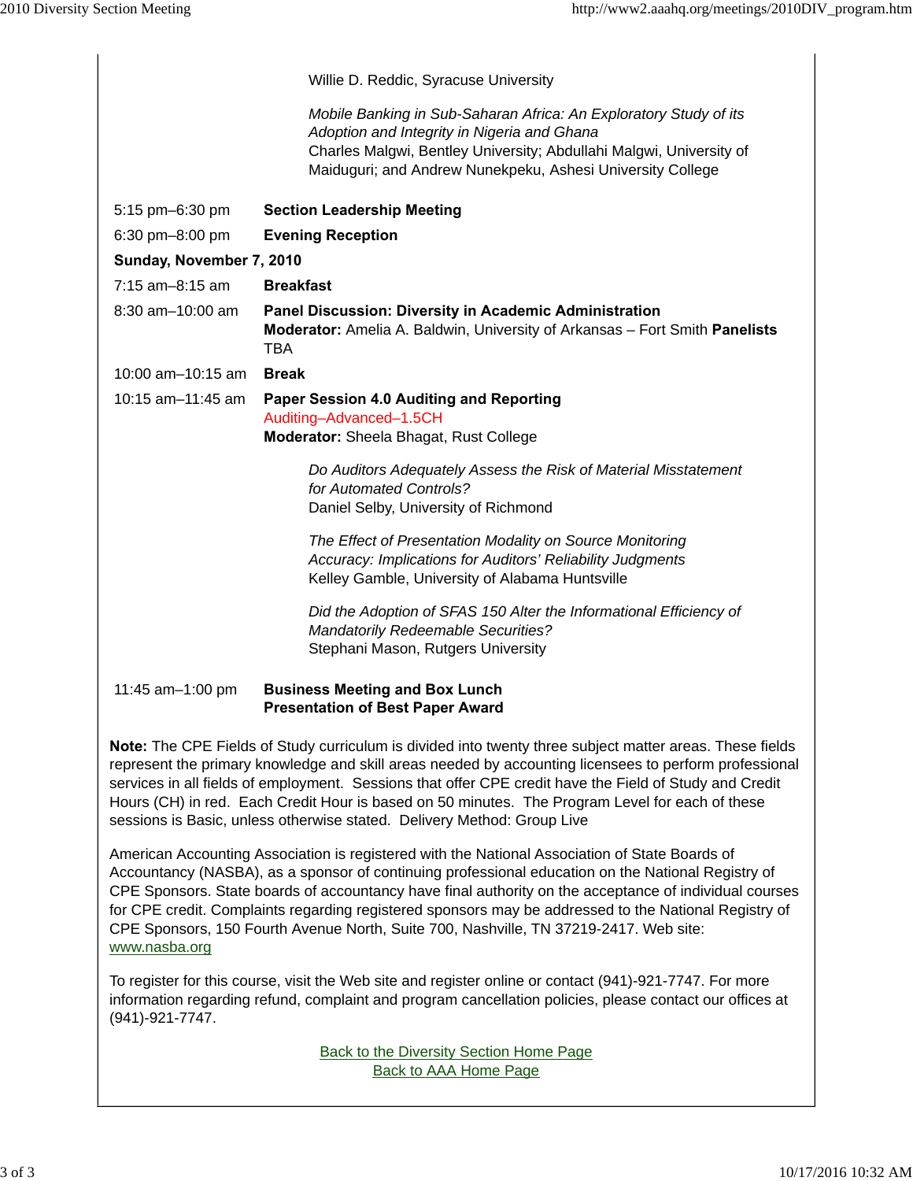Willie D. Reddic, Syracuse University

*Mobile Banking in Sub-Saharan Africa: An Exploratory Study of its Adoption and Integrity in Nigeria and Ghana*
Charles Malgwi, Bentley University; Abdullahi Malgwi, University of Maiduguri; and Andrew Nunekpeku, Ashesi University College

5:15 pm–6:30 pm **Section Leadership Meeting**

6:30 pm–8:00 pm **Evening Reception**

**Sunday, November 7, 2010**

7:15 am–8:15 am **Breakfast**

8:30 am–10:00 am **Panel Discussion: Diversity in Academic Administration**
**Moderator:** Amelia A. Baldwin, University of Arkansas – Fort Smith **Panelists** TBA

10:00 am–10:15 am **Break**

10:15 am–11:45 am **Paper Session 4.0 Auditing and Reporting**
Auditing–Advanced–1.5CH
**Moderator:** Sheela Bhagat, Rust College

*Do Auditors Adequately Assess the Risk of Material Misstatement for Automated Controls?*
Daniel Selby, University of Richmond

*The Effect of Presentation Modality on Source Monitoring Accuracy: Implications for Auditors' Reliability Judgments*
Kelley Gamble, University of Alabama Huntsville

*Did the Adoption of SFAS 150 Alter the Informational Efficiency of Mandatorily Redeemable Securities?*
Stephani Mason, Rutgers University

11:45 am–1:00 pm **Business Meeting and Box Lunch**
**Presentation of Best Paper Award**

**Note:** The CPE Fields of Study curriculum is divided into twenty three subject matter areas. These fields represent the primary knowledge and skill areas needed by accounting licensees to perform professional services in all fields of employment. Sessions that offer CPE credit have the Field of Study and Credit Hours (CH) in red. Each Credit Hour is based on 50 minutes. The Program Level for each of these sessions is Basic, unless otherwise stated. Delivery Method: Group Live

American Accounting Association is registered with the National Association of State Boards of Accountancy (NASBA), as a sponsor of continuing professional education on the National Registry of CPE Sponsors. State boards of accountancy have final authority on the acceptance of individual courses for CPE credit. Complaints regarding registered sponsors may be addressed to the National Registry of CPE Sponsors, 150 Fourth Avenue North, Suite 700, Nashville, TN 37219-2417. Web site: www.nasba.org

To register for this course, visit the Web site and register online or contact (941)-921-7747. For more information regarding refund, complaint and program cancellation policies, please contact our offices at (941)-921-7747.

Back to the Diversity Section Home Page
Back to AAA Home Page